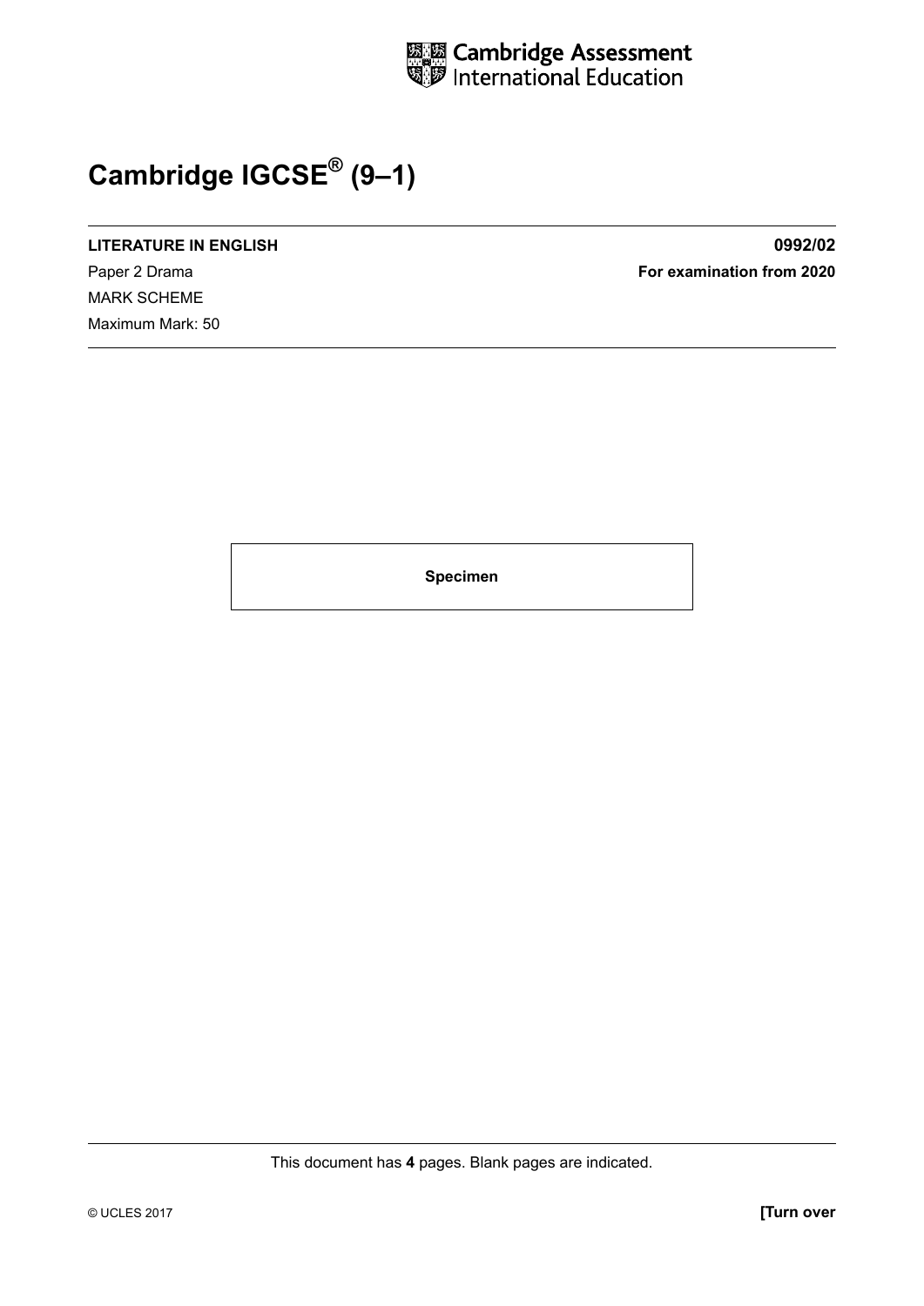Cambridge Assessment International Education

# Cambridge IGCSE® (9–1)

**LITERATURE IN ENGLISH** **0992/02**

Paper 2 Drama **For examination from 2020**

MARK SCHEME

Maximum Mark: 50

**Specimen**

This document has **4** pages. Blank pages are indicated.

© UCLES 2017 **[Turn over**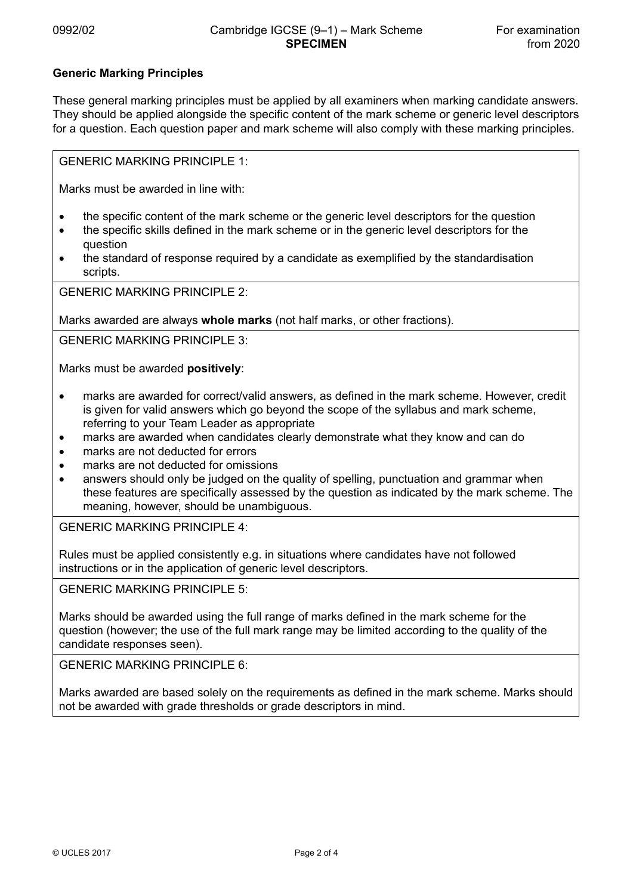## Generic Marking Principles

These general marking principles must be applied by all examiners when marking candidate answers. They should be applied alongside the specific content of the mark scheme or generic level descriptors for a question. Each question paper and mark scheme will also comply with these marking principles.

GENERIC MARKING PRINCIPLE 1:

Marks must be awarded in line with:

- the specific content of the mark scheme or the generic level descriptors for the question
- the specific skills defined in the mark scheme or in the generic level descriptors for the question
- the standard of response required by a candidate as exemplified by the standardisation scripts.

GENERIC MARKING PRINCIPLE 2:

Marks awarded are always **whole marks** (not half marks, or other fractions).

GENERIC MARKING PRINCIPLE 3:

Marks must be awarded **positively**:

- marks are awarded for correct/valid answers, as defined in the mark scheme. However, credit is given for valid answers which go beyond the scope of the syllabus and mark scheme, referring to your Team Leader as appropriate
- marks are awarded when candidates clearly demonstrate what they know and can do
- marks are not deducted for errors
- marks are not deducted for omissions
- answers should only be judged on the quality of spelling, punctuation and grammar when these features are specifically assessed by the question as indicated by the mark scheme. The meaning, however, should be unambiguous.

GENERIC MARKING PRINCIPLE 4:

Rules must be applied consistently e.g. in situations where candidates have not followed instructions or in the application of generic level descriptors.

GENERIC MARKING PRINCIPLE 5:

Marks should be awarded using the full range of marks defined in the mark scheme for the question (however; the use of the full mark range may be limited according to the quality of the candidate responses seen).

GENERIC MARKING PRINCIPLE 6:

Marks awarded are based solely on the requirements as defined in the mark scheme. Marks should not be awarded with grade thresholds or grade descriptors in mind.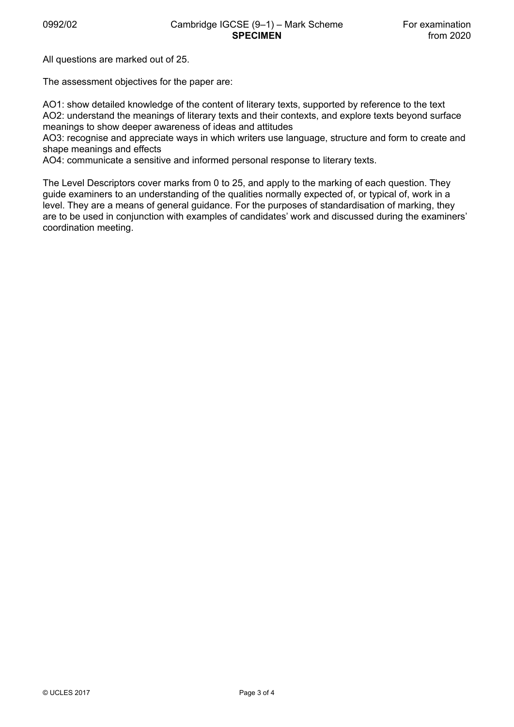All questions are marked out of 25.

The assessment objectives for the paper are:

AO1: show detailed knowledge of the content of literary texts, supported by reference to the text
AO2: understand the meanings of literary texts and their contexts, and explore texts beyond surface meanings to show deeper awareness of ideas and attitudes
AO3: recognise and appreciate ways in which writers use language, structure and form to create and shape meanings and effects
AO4: communicate a sensitive and informed personal response to literary texts.

The Level Descriptors cover marks from 0 to 25, and apply to the marking of each question. They guide examiners to an understanding of the qualities normally expected of, or typical of, work in a level. They are a means of general guidance. For the purposes of standardisation of marking, they are to be used in conjunction with examples of candidates' work and discussed during the examiners' coordination meeting.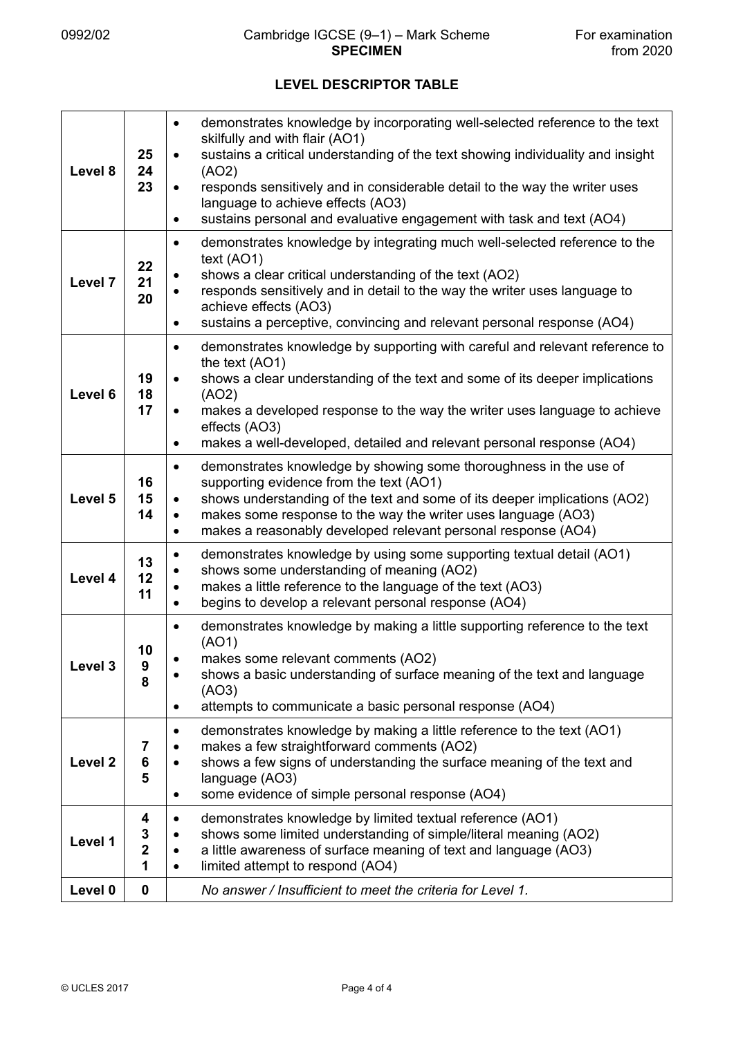## LEVEL DESCRIPTOR TABLE

| | | |
|---|---|---|
| **Level 8** | **25 24 23** | • demonstrates knowledge by incorporating well-selected reference to the text skilfully and with flair (AO1)<br>• sustains a critical understanding of the text showing individuality and insight (AO2)<br>• responds sensitively and in considerable detail to the way the writer uses language to achieve effects (AO3)<br>• sustains personal and evaluative engagement with task and text (AO4) |
| **Level 7** | **22 21 20** | • demonstrates knowledge by integrating much well-selected reference to the text (AO1)<br>• shows a clear critical understanding of the text (AO2)<br>• responds sensitively and in detail to the way the writer uses language to achieve effects (AO3)<br>• sustains a perceptive, convincing and relevant personal response (AO4) |
| **Level 6** | **19 18 17** | • demonstrates knowledge by supporting with careful and relevant reference to the text (AO1)<br>• shows a clear understanding of the text and some of its deeper implications (AO2)<br>• makes a developed response to the way the writer uses language to achieve effects (AO3)<br>• makes a well-developed, detailed and relevant personal response (AO4) |
| **Level 5** | **16 15 14** | • demonstrates knowledge by showing some thoroughness in the use of supporting evidence from the text (AO1)<br>• shows understanding of the text and some of its deeper implications (AO2)<br>• makes some response to the way the writer uses language (AO3)<br>• makes a reasonably developed relevant personal response (AO4) |
| **Level 4** | **13 12 11** | • demonstrates knowledge by using some supporting textual detail (AO1)<br>• shows some understanding of meaning (AO2)<br>• makes a little reference to the language of the text (AO3)<br>• begins to develop a relevant personal response (AO4) |
| **Level 3** | **10 9 8** | • demonstrates knowledge by making a little supporting reference to the text (AO1)<br>• makes some relevant comments (AO2)<br>• shows a basic understanding of surface meaning of the text and language (AO3)<br>• attempts to communicate a basic personal response (AO4) |
| **Level 2** | **7 6 5** | • demonstrates knowledge by making a little reference to the text (AO1)<br>• makes a few straightforward comments (AO2)<br>• shows a few signs of understanding the surface meaning of the text and language (AO3)<br>• some evidence of simple personal response (AO4) |
| **Level 1** | **4 3 2 1** | • demonstrates knowledge by limited textual reference (AO1)<br>• shows some limited understanding of simple/literal meaning (AO2)<br>• a little awareness of surface meaning of text and language (AO3)<br>• limited attempt to respond (AO4) |
| **Level 0** | **0** | *No answer / Insufficient to meet the criteria for Level 1.* |